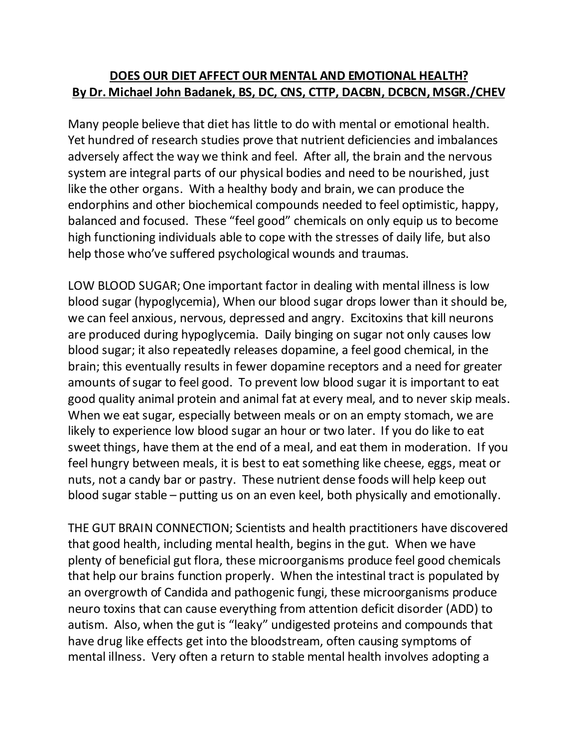# DOES OUR DIET AFFECT OUR MENTAL AND EMOTIONAL HEALTH?

## By Dr. Michael John Badanek, BS, DC, CNS, CTTP, DACBN, DCBCN, MSGR./CHEV

Many people believe that diet has little to do with mental or emotional health. Yet hundred of research studies prove that nutrient deficiencies and imbalances adversely affect the way we think and feel. After all, the brain and the nervous system are integral parts of our physical bodies and need to be nourished, just like the other organs. With a healthy body and brain, we can produce the endorphins and other biochemical compounds needed to feel optimistic, happy, balanced and focused. These "feel good" chemicals on only equip us to become high functioning individuals able to cope with the stresses of daily life, but also help those who've suffered psychological wounds and traumas.

LOW BLOOD SUGAR; One important factor in dealing with mental illness is low blood sugar (hypoglycemia), When our blood sugar drops lower than it should be, we can feel anxious, nervous, depressed and angry. Excitoxins that kill neurons are produced during hypoglycemia. Daily binging on sugar not only causes low blood sugar; it also repeatedly releases dopamine, a feel good chemical, in the brain; this eventually results in fewer dopamine receptors and a need for greater amounts of sugar to feel good. To prevent low blood sugar it is important to eat good quality animal protein and animal fat at every meal, and to never skip meals. When we eat sugar, especially between meals or on an empty stomach, we are likely to experience low blood sugar an hour or two later. If you do like to eat sweet things, have them at the end of a meal, and eat them in moderation. If you feel hungry between meals, it is best to eat something like cheese, eggs, meat or nuts, not a candy bar or pastry. These nutrient dense foods will help keep out blood sugar stable – putting us on an even keel, both physically and emotionally.

THE GUT BRAIN CONNECTION; Scientists and health practitioners have discovered that good health, including mental health, begins in the gut. When we have plenty of beneficial gut flora, these microorganisms produce feel good chemicals that help our brains function properly. When the intestinal tract is populated by an overgrowth of Candida and pathogenic fungi, these microorganisms produce neuro toxins that can cause everything from attention deficit disorder (ADD) to autism. Also, when the gut is "leaky" undigested proteins and compounds that have drug like effects get into the bloodstream, often causing symptoms of mental illness. Very often a return to stable mental health involves adopting a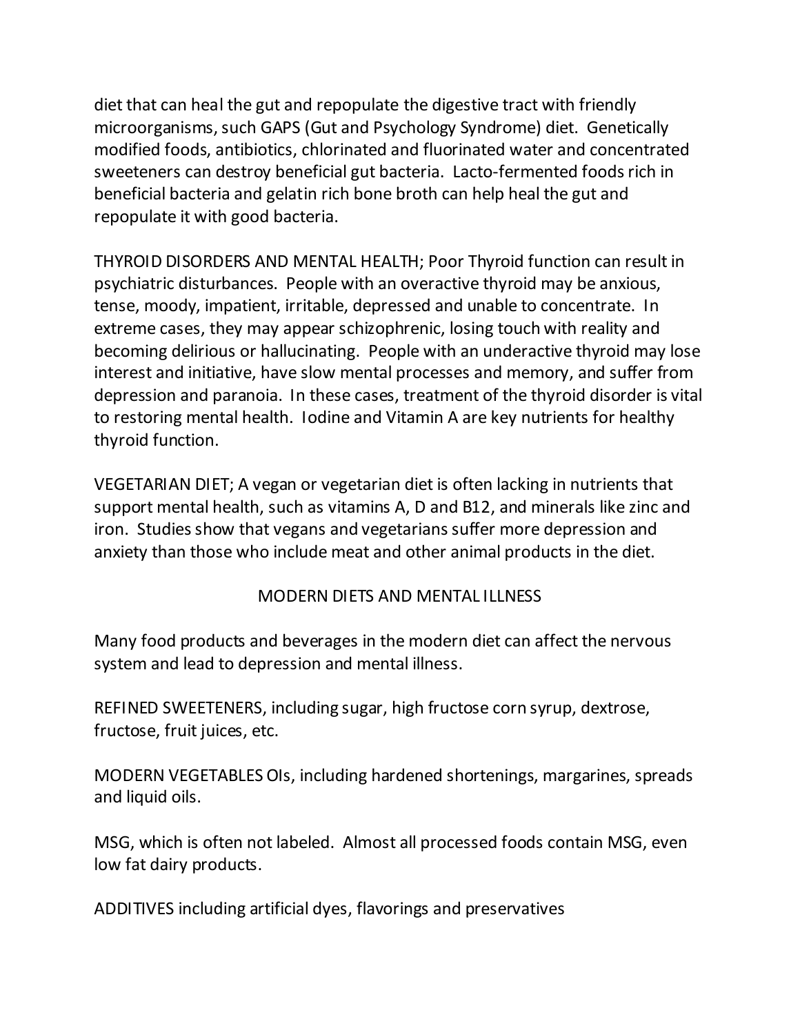diet that can heal the gut and repopulate the digestive tract with friendly microorganisms, such GAPS (Gut and Psychology Syndrome) diet. Genetically modified foods, antibiotics, chlorinated and fluorinated water and concentrated sweeteners can destroy beneficial gut bacteria. Lacto-fermented foods rich in beneficial bacteria and gelatin rich bone broth can help heal the gut and repopulate it with good bacteria.

THYROID DISORDERS AND MENTAL HEALTH; Poor Thyroid function can result in psychiatric disturbances. People with an overactive thyroid may be anxious, tense, moody, impatient, irritable, depressed and unable to concentrate. In extreme cases, they may appear schizophrenic, losing touch with reality and becoming delirious or hallucinating. People with an underactive thyroid may lose interest and initiative, have slow mental processes and memory, and suffer from depression and paranoia. In these cases, treatment of the thyroid disorder is vital to restoring mental health. Iodine and Vitamin A are key nutrients for healthy thyroid function.

VEGETARIAN DIET; A vegan or vegetarian diet is often lacking in nutrients that support mental health, such as vitamins A, D and B12, and minerals like zinc and iron. Studies show that vegans and vegetarians suffer more depression and anxiety than those who include meat and other animal products in the diet.

## MODERN DIETS AND MENTAL ILLNESS

Many food products and beverages in the modern diet can affect the nervous system and lead to depression and mental illness.

REFINED SWEETENERS, including sugar, high fructose corn syrup, dextrose, fructose, fruit juices, etc.

MODERN VEGETABLES OIs, including hardened shortenings, margarines, spreads and liquid oils.

MSG, which is often not labeled. Almost all processed foods contain MSG, even low fat dairy products.

ADDITIVES including artificial dyes, flavorings and preservatives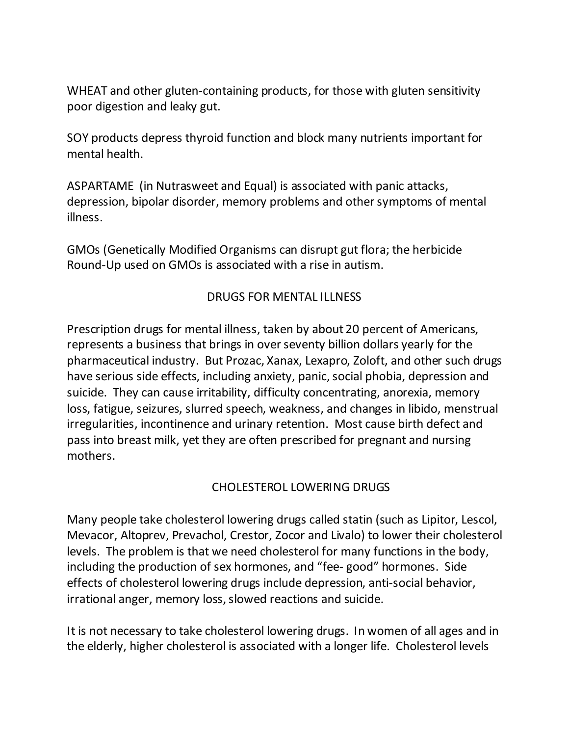WHEAT and other gluten-containing products, for those with gluten sensitivity poor digestion and leaky gut.

SOY products depress thyroid function and block many nutrients important for mental health.

ASPARTAME  (in Nutrasweet and Equal) is associated with panic attacks, depression, bipolar disorder, memory problems and other symptoms of mental illness.

GMOs (Genetically Modified Organisms can disrupt gut flora; the herbicide Round-Up used on GMOs is associated with a rise in autism.

## DRUGS FOR MENTAL ILLNESS

Prescription drugs for mental illness, taken by about 20 percent of Americans, represents a business that brings in over seventy billion dollars yearly for the pharmaceutical industry.  But Prozac, Xanax, Lexapro, Zoloft, and other such drugs have serious side effects, including anxiety, panic, social phobia, depression and suicide.  They can cause irritability, difficulty concentrating, anorexia, memory loss, fatigue, seizures, slurred speech, weakness, and changes in libido, menstrual irregularities, incontinence and urinary retention.  Most cause birth defect and pass into breast milk, yet they are often prescribed for pregnant and nursing mothers.

## CHOLESTEROL LOWERING DRUGS

Many people take cholesterol lowering drugs called statin (such as Lipitor, Lescol, Mevacor, Altoprev, Prevachol, Crestor, Zocor and Livalo) to lower their cholesterol levels.  The problem is that we need cholesterol for many functions in the body, including the production of sex hormones, and “fee- good” hormones.  Side effects of cholesterol lowering drugs include depression, anti-social behavior, irrational anger, memory loss, slowed reactions and suicide.

It is not necessary to take cholesterol lowering drugs.  In women of all ages and in the elderly, higher cholesterol is associated with a longer life.  Cholesterol levels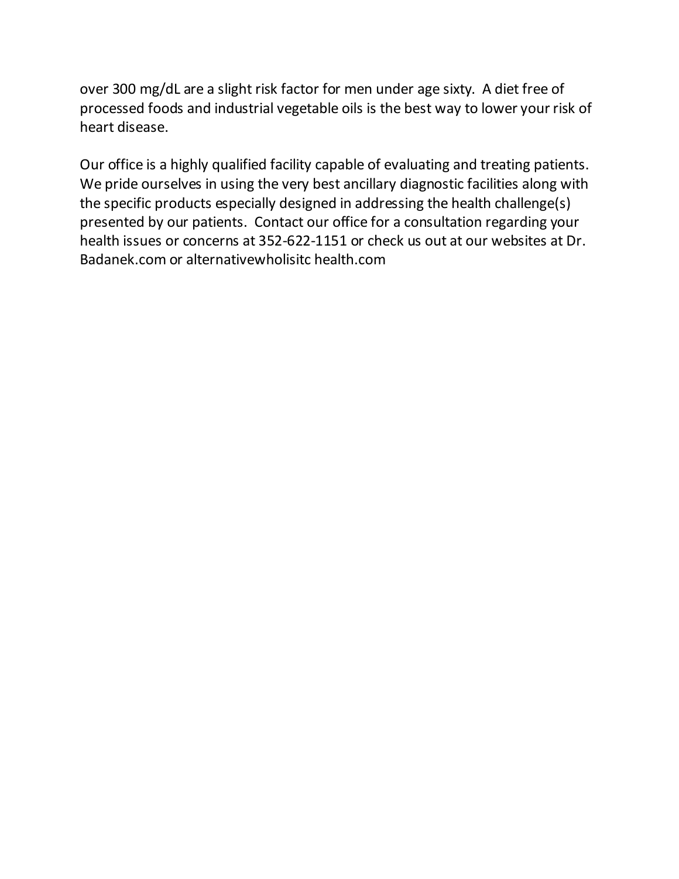over 300 mg/dL are a slight risk factor for men under age sixty. A diet free of processed foods and industrial vegetable oils is the best way to lower your risk of heart disease.

Our office is a highly qualified facility capable of evaluating and treating patients. We pride ourselves in using the very best ancillary diagnostic facilities along with the specific products especially designed in addressing the health challenge(s) presented by our patients. Contact our office for a consultation regarding your health issues or concerns at 352-622-1151 or check us out at our websites at Dr. Badanek.com or alternativewholisitc health.com